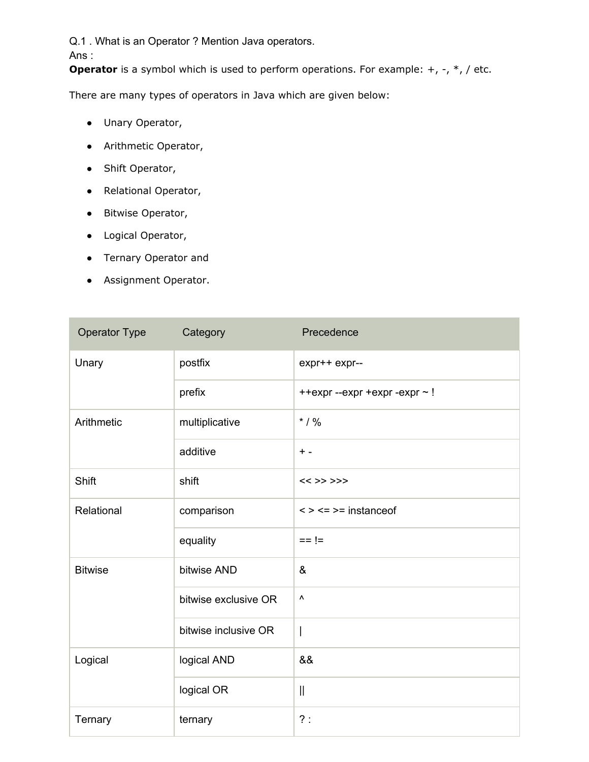Q.1 . What is an Operator ? Mention Java operators.
Ans :
**Operator** is a symbol which is used to perform operations. For example: +, -, *, / etc.

There are many types of operators in Java which are given below:

- Unary Operator,
- Arithmetic Operator,
- Shift Operator,
- Relational Operator,
- Bitwise Operator,
- Logical Operator,
- Ternary Operator and
- Assignment Operator.

| Operator Type | Category | Precedence |
| --- | --- | --- |
| Unary | postfix | expr++ expr-- |
| | prefix | ++expr --expr +expr -expr ~ ! |
| Arithmetic | multiplicative | * / % |
| | additive | + - |
| Shift | shift | << >> >>> |
| Relational | comparison | < > <= >= instanceof |
| | equality | == != |
| Bitwise | bitwise AND | & |
| | bitwise exclusive OR | ^ |
| | bitwise inclusive OR | \| |
| Logical | logical AND | && |
| | logical OR | \|\| |
| Ternary | ternary | ? : |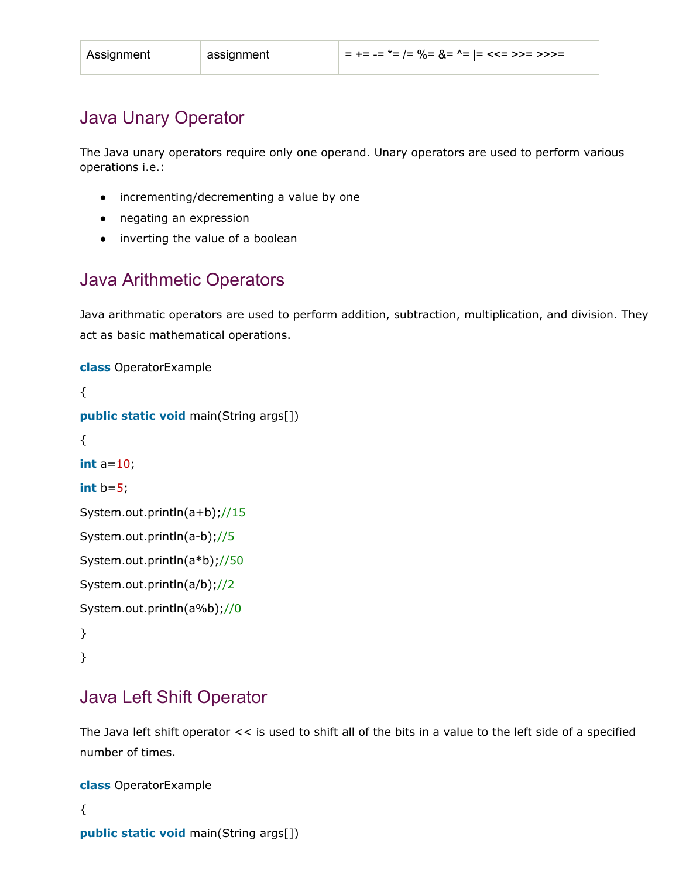| Assignment | assignment | = += -= *= /= %= &= ^= \|= <<= >>= >>>= |
|---|---|---|

## Java Unary Operator

The Java unary operators require only one operand. Unary operators are used to perform various operations i.e.:

- incrementing/decrementing a value by one
- negating an expression
- inverting the value of a boolean

## Java Arithmetic Operators

Java arithmatic operators are used to perform addition, subtraction, multiplication, and division. They act as basic mathematical operations.

```
class OperatorExample
{
public static void main(String args[])
{
int a=10;
int b=5;
System.out.println(a+b);//15
System.out.println(a-b);//5
System.out.println(a*b);//50
System.out.println(a/b);//2
System.out.println(a%b);//0
}
}
```

## Java Left Shift Operator

The Java left shift operator << is used to shift all of the bits in a value to the left side of a specified number of times.

```
class OperatorExample
{
public static void main(String args[])
```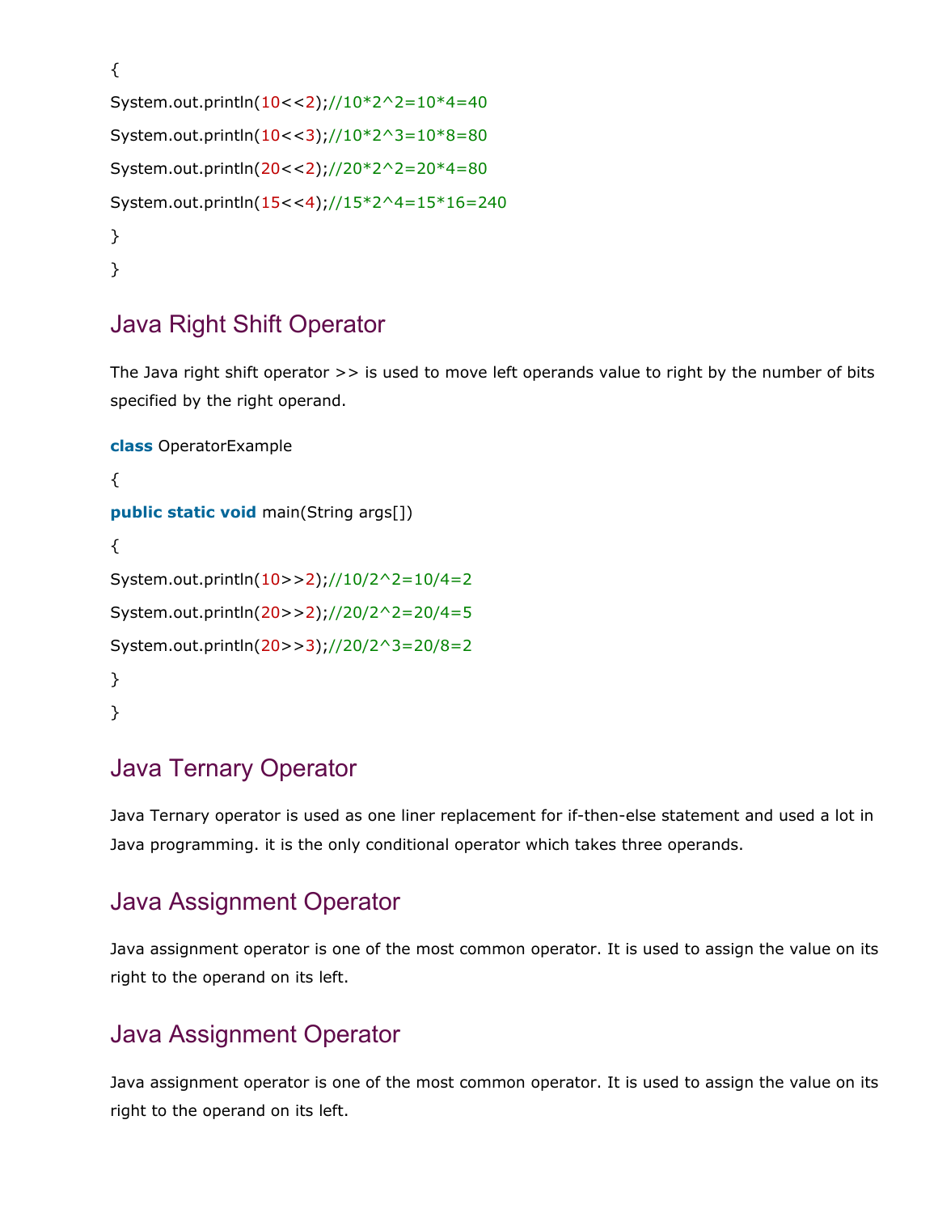```
{
System.out.println(10<<2);//10*2^2=10*4=40
System.out.println(10<<3);//10*2^3=10*8=80
System.out.println(20<<2);//20*2^2=20*4=80
System.out.println(15<<4);//15*2^4=15*16=240
}
}
```

## Java Right Shift Operator

The Java right shift operator >> is used to move left operands value to right by the number of bits specified by the right operand.

```
class OperatorExample
{
public static void main(String args[])
{
System.out.println(10>>2);//10/2^2=10/4=2
System.out.println(20>>2);//20/2^2=20/4=5
System.out.println(20>>3);//20/2^3=20/8=2
}
}
```

## Java Ternary Operator

Java Ternary operator is used as one liner replacement for if-then-else statement and used a lot in Java programming. it is the only conditional operator which takes three operands.

## Java Assignment Operator

Java assignment operator is one of the most common operator. It is used to assign the value on its right to the operand on its left.

## Java Assignment Operator

Java assignment operator is one of the most common operator. It is used to assign the value on its right to the operand on its left.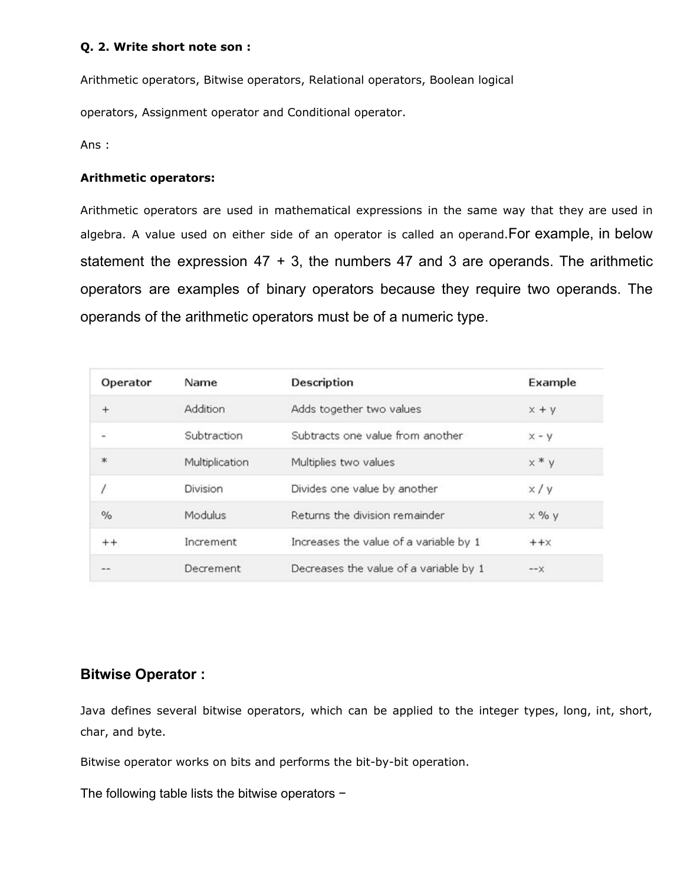**Q. 2. Write short note son :**

Arithmetic operators, Bitwise operators, Relational operators, Boolean logical operators, Assignment operator and Conditional operator.

Ans :

**Arithmetic operators:**

Arithmetic operators are used in mathematical expressions in the same way that they are used in algebra. A value used on either side of an operator is called an operand.For example, in below statement the expression 47 + 3, the numbers 47 and 3 are operands. The arithmetic operators are examples of binary operators because they require two operands. The operands of the arithmetic operators must be of a numeric type.

| Operator | Name | Description | Example |
|---|---|---|---|
| + | Addition | Adds together two values | x + y |
| - | Subtraction | Subtracts one value from another | x - y |
| * | Multiplication | Multiplies two values | x * y |
| / | Division | Divides one value by another | x / y |
| % | Modulus | Returns the division remainder | x % y |
| ++ | Increment | Increases the value of a variable by 1 | ++x |
| -- | Decrement | Decreases the value of a variable by 1 | --x |

## Bitwise Operator :

Java defines several bitwise operators, which can be applied to the integer types, long, int, short, char, and byte.

Bitwise operator works on bits and performs the bit-by-bit operation.

The following table lists the bitwise operators −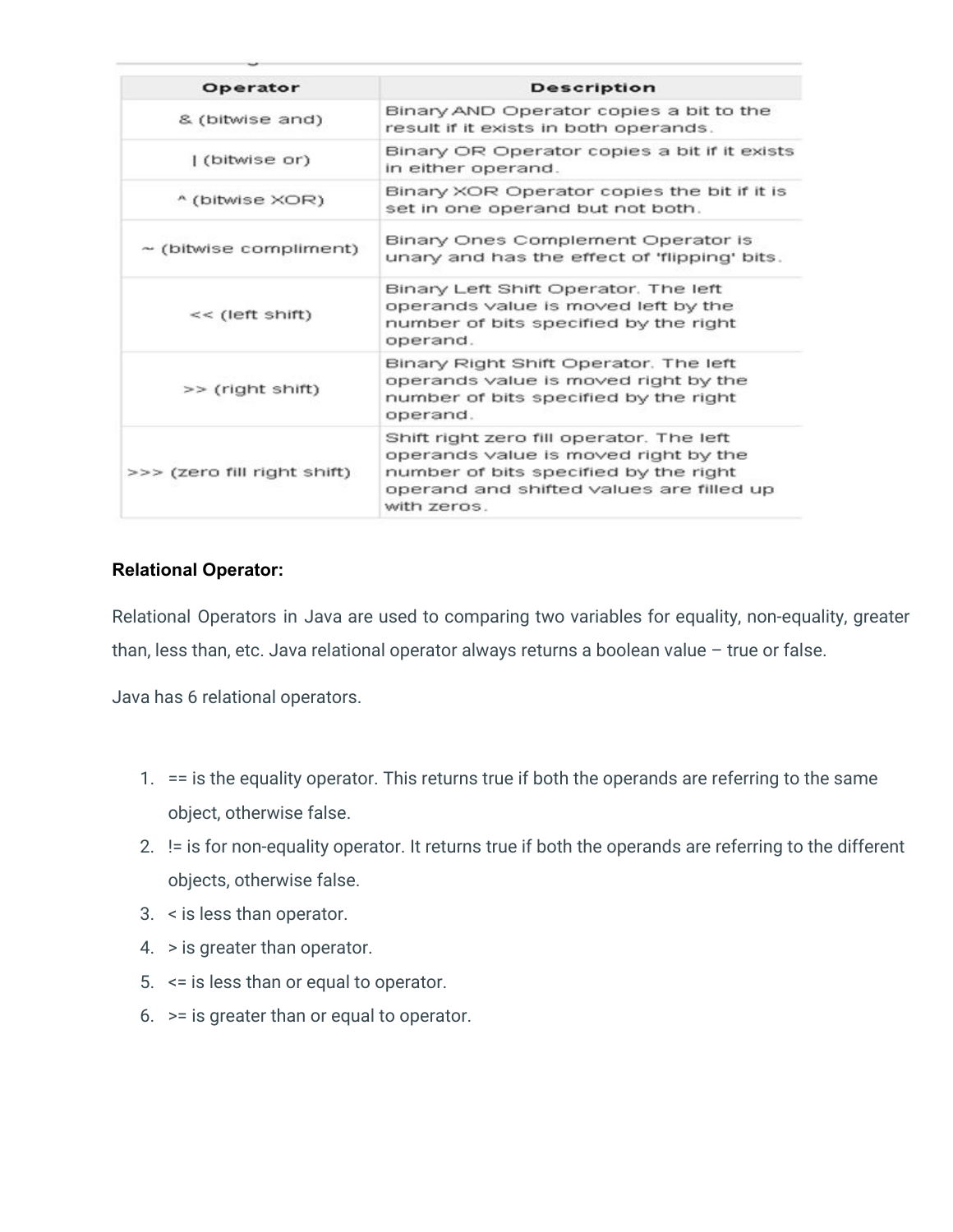| Operator | Description |
| --- | --- |
| & (bitwise and) | Binary AND Operator copies a bit to the result if it exists in both operands. |
| \| (bitwise or) | Binary OR Operator copies a bit if it exists in either operand. |
| ^ (bitwise XOR) | Binary XOR Operator copies the bit if it is set in one operand but not both. |
| ~ (bitwise compliment) | Binary Ones Complement Operator is unary and has the effect of 'flipping' bits. |
| << (left shift) | Binary Left Shift Operator. The left operands value is moved left by the number of bits specified by the right operand. |
| >> (right shift) | Binary Right Shift Operator. The left operands value is moved right by the number of bits specified by the right operand. |
| >>> (zero fill right shift) | Shift right zero fill operator. The left operands value is moved right by the number of bits specified by the right operand and shifted values are filled up with zeros. |

**Relational Operator:**

Relational Operators in Java are used to comparing two variables for equality, non-equality, greater than, less than, etc. Java relational operator always returns a boolean value – true or false.

Java has 6 relational operators.

1. == is the equality operator. This returns true if both the operands are referring to the same object, otherwise false.
2. != is for non-equality operator. It returns true if both the operands are referring to the different objects, otherwise false.
3. < is less than operator.
4. > is greater than operator.
5. <= is less than or equal to operator.
6. >= is greater than or equal to operator.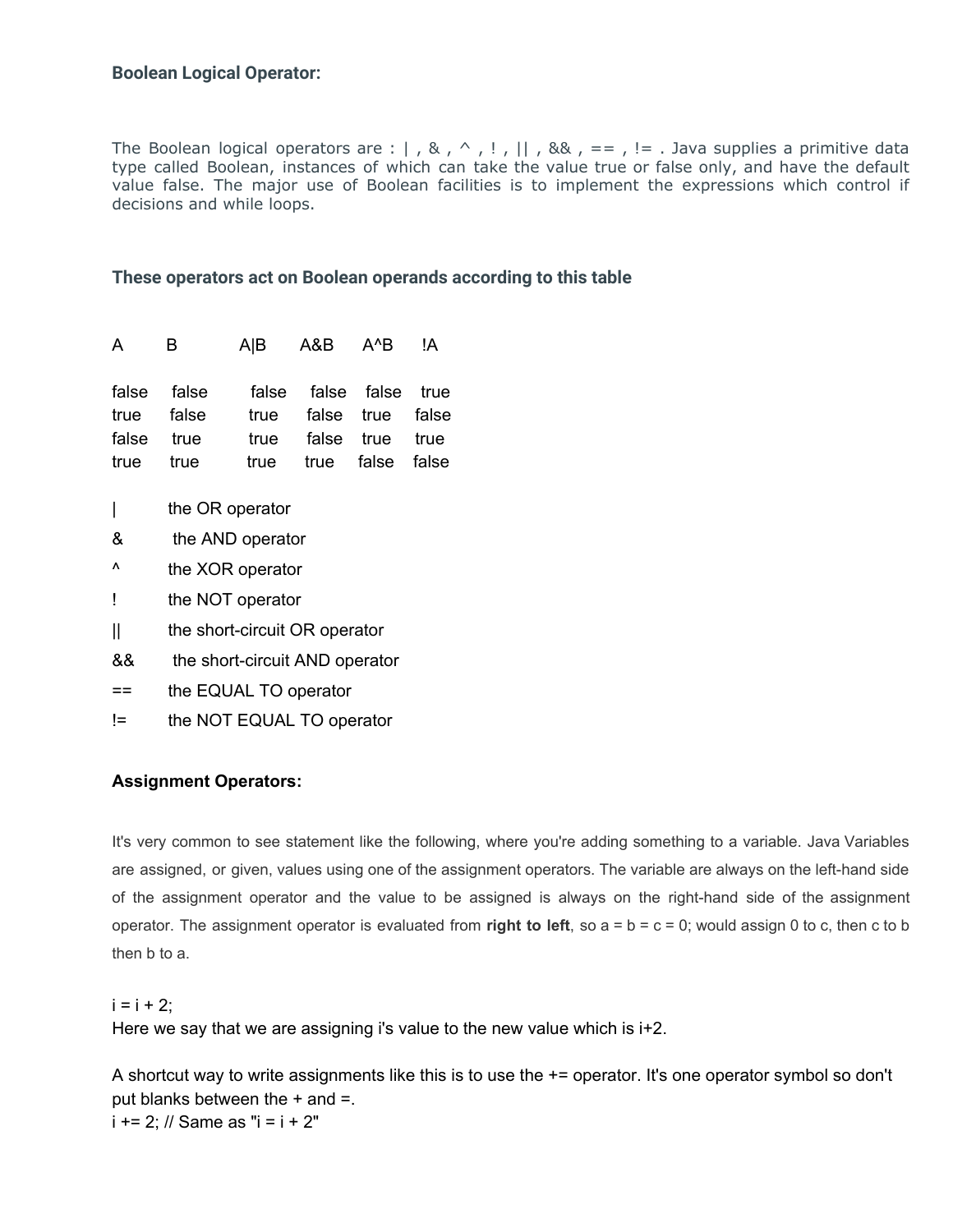### Boolean Logical Operator:

The Boolean logical operators are : | , & , ^ , ! , || , && , == , != . Java supplies a primitive data type called Boolean, instances of which can take the value true or false only, and have the default value false. The major use of Boolean facilities is to implement the expressions which control if decisions and while loops.

### These operators act on Boolean operands according to this table

| A | B | A\|B | A&B | A^B | !A |
|---|---|---|---|---|---|
| false | false | false | false | false | true |
| true | false | true | false | true | false |
| false | true | true | false | true | true |
| true | true | true | true | false | false |

| Operator | Description |
|---|---|
| \| | the OR operator |
| & | the AND operator |
| ^ | the XOR operator |
| ! | the NOT operator |
| \|\| | the short-circuit OR operator |
| && | the short-circuit AND operator |
| == | the EQUAL TO operator |
| != | the NOT EQUAL TO operator |

### Assignment Operators:

It's very common to see statement like the following, where you're adding something to a variable. Java Variables are assigned, or given, values using one of the assignment operators. The variable are always on the left-hand side of the assignment operator and the value to be assigned is always on the right-hand side of the assignment operator. The assignment operator is evaluated from **right to left**, so a = b = c = 0; would assign 0 to c, then c to b then b to a.

```
i = i + 2;
```

Here we say that we are assigning i's value to the new value which is i+2.

A shortcut way to write assignments like this is to use the += operator. It's one operator symbol so don't put blanks between the + and =.

```
i += 2; // Same as "i = i + 2"
```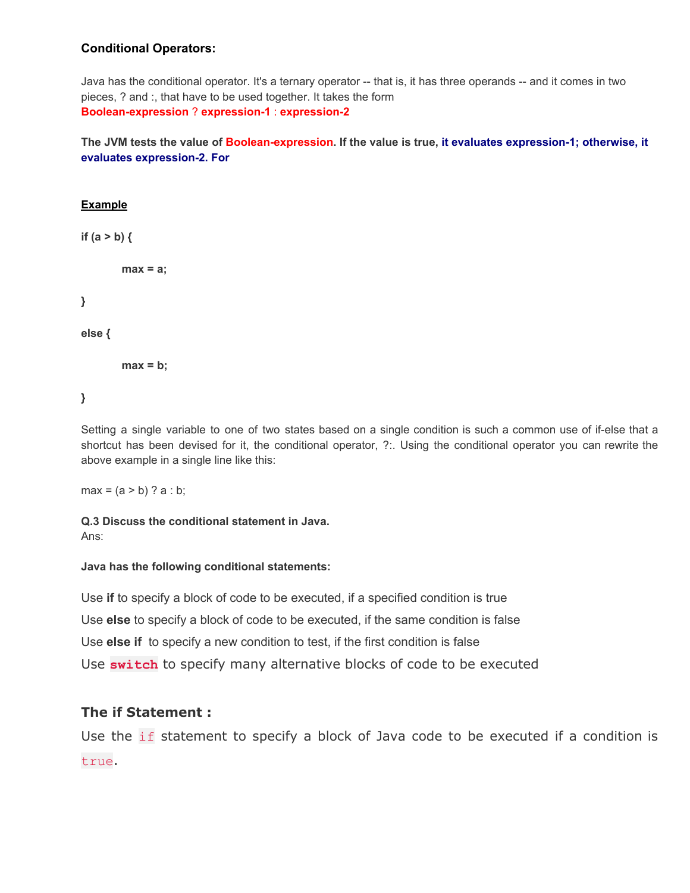**Conditional Operators:**

Java has the conditional operator. It's a ternary operator -- that is, it has three operands -- and it comes in two pieces, ? and :, that have to be used together. It takes the form
**Boolean-expression ? expression-1 : expression-2**

**The JVM tests the value of Boolean-expression. If the value is true, it evaluates expression-1; otherwise, it evaluates expression-2. For**

**Example**

```
if (a > b) {

        max = a;

}

else {

        max = b;

}
```

Setting a single variable to one of two states based on a single condition is such a common use of if-else that a shortcut has been devised for it, the conditional operator, ?:. Using the conditional operator you can rewrite the above example in a single line like this:

```
max = (a > b) ? a : b;
```

**Q.3 Discuss the conditional statement in Java.**
Ans:

**Java has the following conditional statements:**

Use **if** to specify a block of code to be executed, if a specified condition is true

Use **else** to specify a block of code to be executed, if the same condition is false

Use **else if** to specify a new condition to test, if the first condition is false

Use `switch` to specify many alternative blocks of code to be executed

### The if Statement :

Use the `if` statement to specify a block of Java code to be executed if a condition is `true`.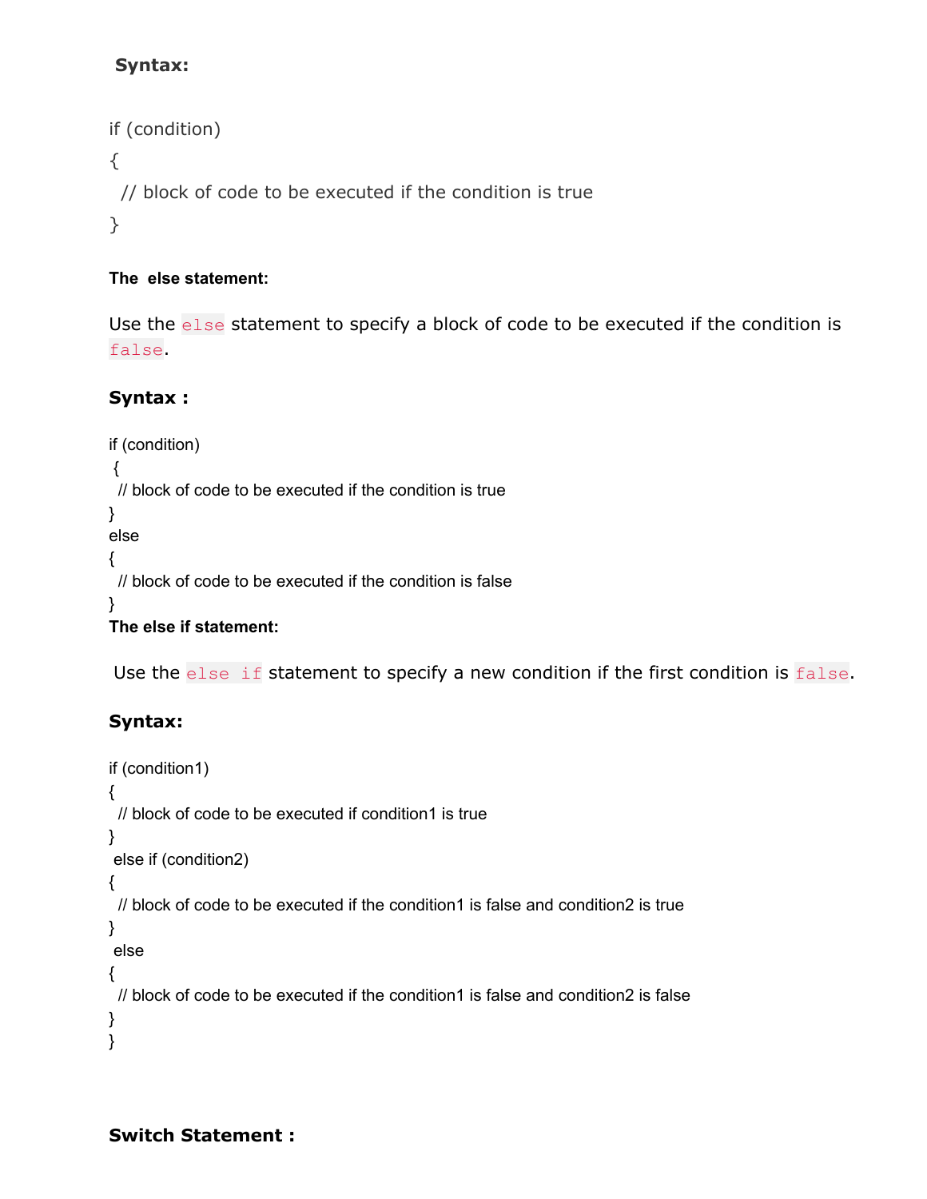**Syntax:**

```
if (condition)
{
  // block of code to be executed if the condition is true
}
```

**The else statement:**

Use the `else` statement to specify a block of code to be executed if the condition is `false`.

**Syntax :**

```
if (condition)
 {
  // block of code to be executed if the condition is true
}
else
{
  // block of code to be executed if the condition is false
}
```

**The else if statement:**

Use the `else if` statement to specify a new condition if the first condition is `false`.

**Syntax:**

```
if (condition1)
{
  // block of code to be executed if condition1 is true
}
 else if (condition2)
{
  // block of code to be executed if the condition1 is false and condition2 is true
}
 else
{
  // block of code to be executed if the condition1 is false and condition2 is false
}
}
```

**Switch Statement :**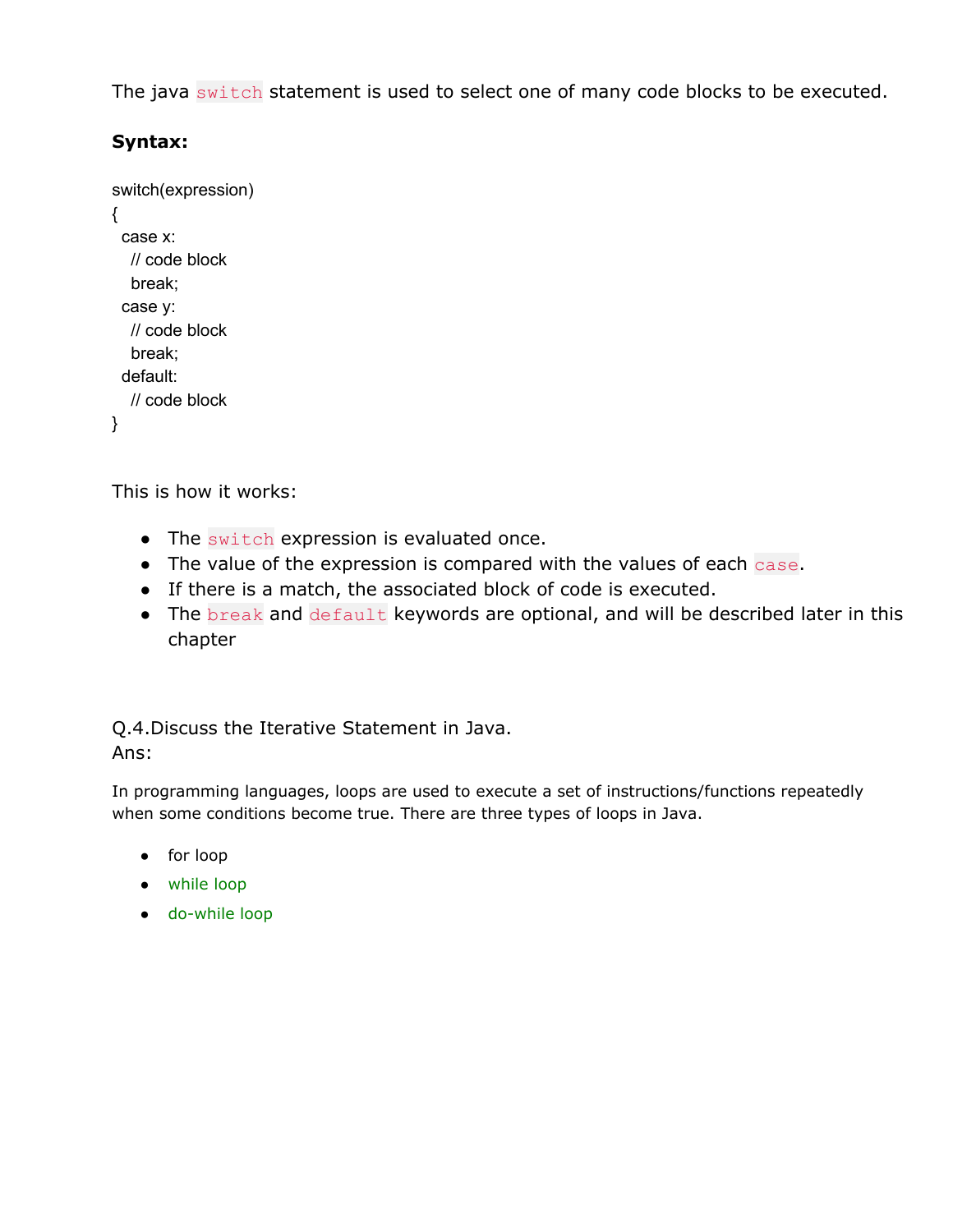The java `switch` statement is used to select one of many code blocks to be executed.

**Syntax:**

```
switch(expression)
{
  case x:
    // code block
    break;
  case y:
    // code block
    break;
  default:
    // code block
}
```

This is how it works:

- The `switch` expression is evaluated once.
- The value of the expression is compared with the values of each `case`.
- If there is a match, the associated block of code is executed.
- The `break` and `default` keywords are optional, and will be described later in this chapter

Q.4.Discuss the Iterative Statement in Java.
Ans:

In programming languages, loops are used to execute a set of instructions/functions repeatedly when some conditions become true. There are three types of loops in Java.

- for loop
- while loop
- do-while loop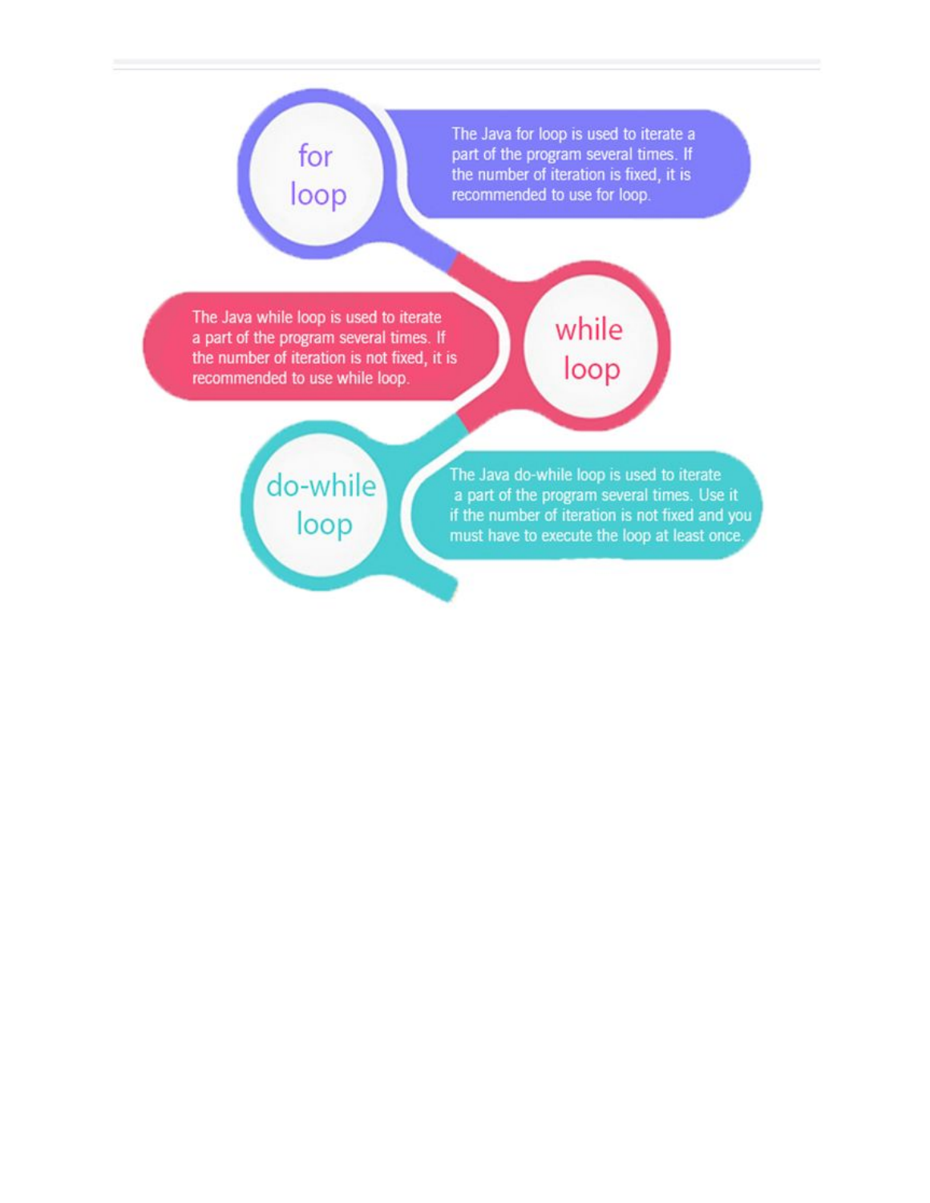**for loop**

The Java for loop is used to iterate a part of the program several times. If the number of iteration is fixed, it is recommended to use for loop.

**while loop**

The Java while loop is used to iterate a part of the program several times. If the number of iteration is not fixed, it is recommended to use while loop.

**do-while loop**

The Java do-while loop is used to iterate a part of the program several times. Use it if the number of iteration is not fixed and you must have to execute the loop at least once.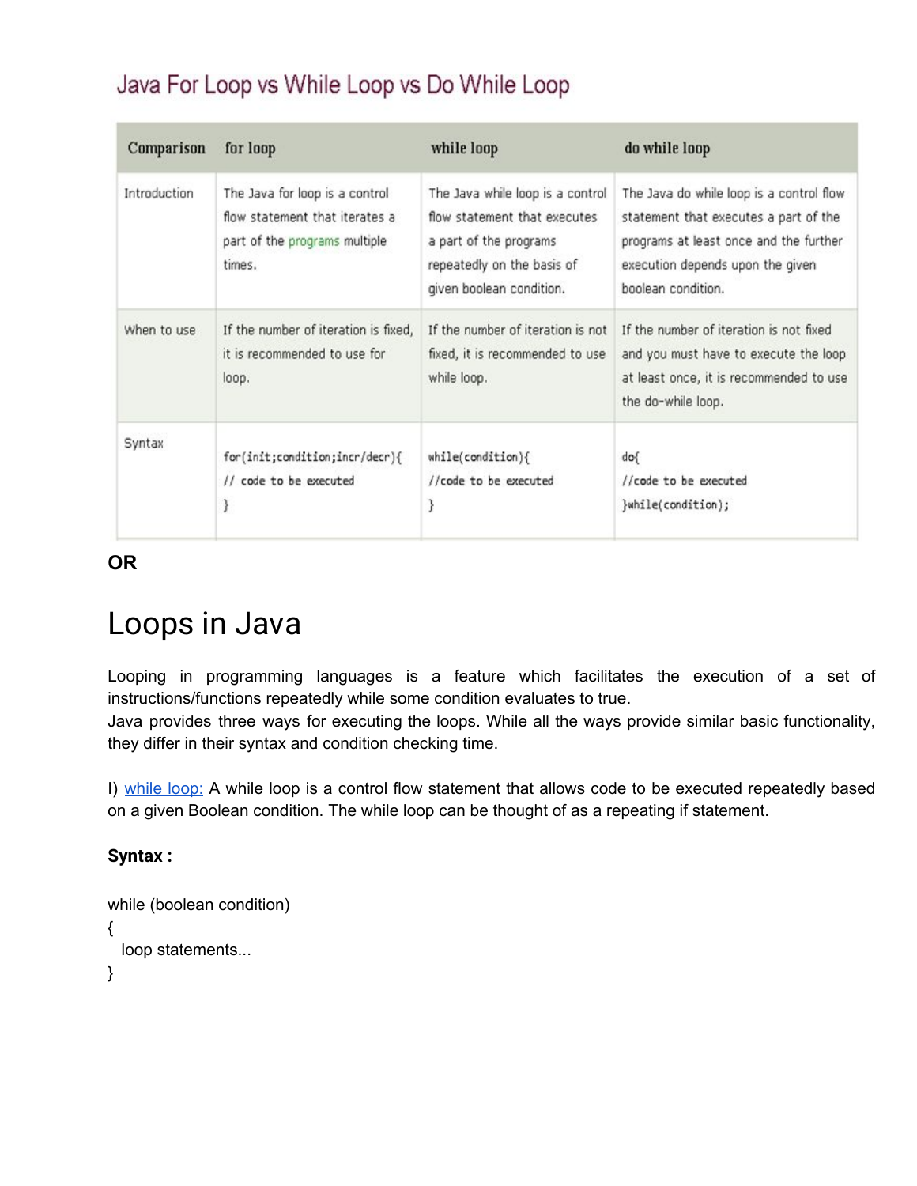## Java For Loop vs While Loop vs Do While Loop

| Comparison | for loop | while loop | do while loop |
|---|---|---|---|
| Introduction | The Java for loop is a control flow statement that iterates a part of the programs multiple times. | The Java while loop is a control flow statement that executes a part of the programs repeatedly on the basis of given boolean condition. | The Java do while loop is a control flow statement that executes a part of the programs at least once and the further execution depends upon the given boolean condition. |
| When to use | If the number of iteration is fixed, it is recommended to use for loop. | If the number of iteration is not fixed, it is recommended to use while loop. | If the number of iteration is not fixed and you must have to execute the loop at least once, it is recommended to use the do-while loop. |
| Syntax | `for(init;condition;incr/decr){ // code to be executed }` | `while(condition){ //code to be executed }` | `do{ //code to be executed }while(condition);` |

**OR**

# Loops in Java

Looping in programming languages is a feature which facilitates the execution of a set of instructions/functions repeatedly while some condition evaluates to true.
Java provides three ways for executing the loops. While all the ways provide similar basic functionality, they differ in their syntax and condition checking time.

I) while loop: A while loop is a control flow statement that allows code to be executed repeatedly based on a given Boolean condition. The while loop can be thought of as a repeating if statement.

**Syntax :**

```
while (boolean condition)
{
   loop statements...
}
```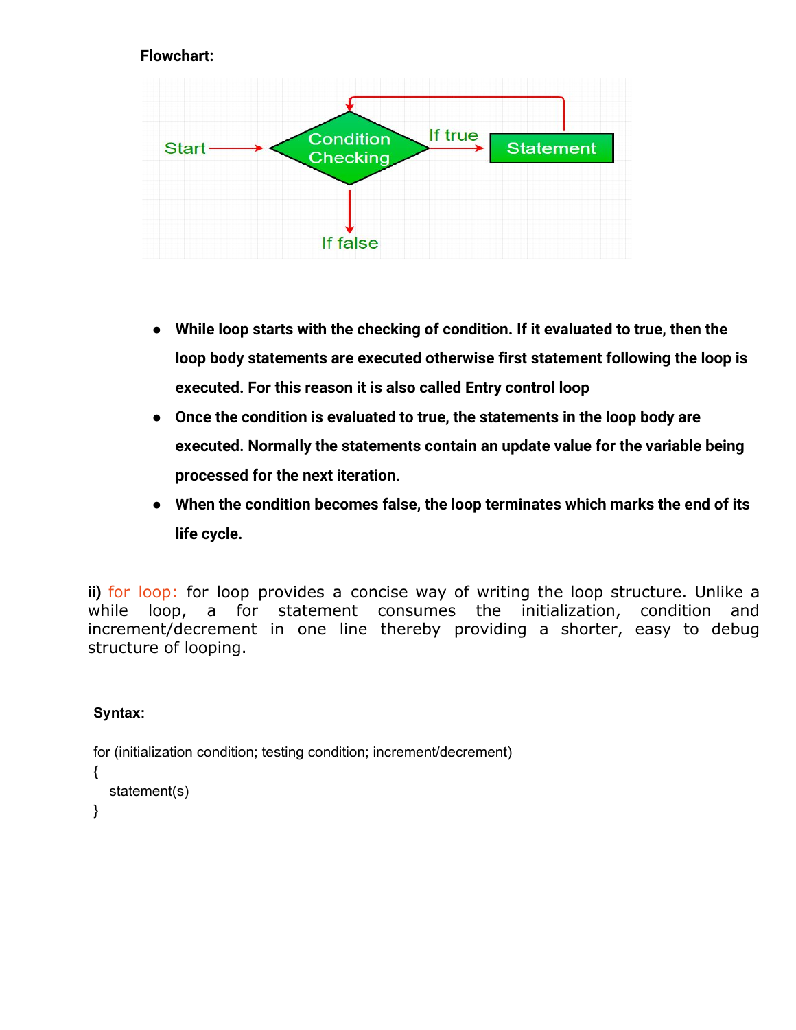**Flowchart:**

- **While loop starts with the checking of condition. If it evaluated to true, then the loop body statements are executed otherwise first statement following the loop is executed. For this reason it is also called Entry control loop**
- **Once the condition is evaluated to true, the statements in the loop body are executed. Normally the statements contain an update value for the variable being processed for the next iteration.**
- **When the condition becomes false, the loop terminates which marks the end of its life cycle.**

**ii)** for loop: for loop provides a concise way of writing the loop structure. Unlike a while loop, a for statement consumes the initialization, condition and increment/decrement in one line thereby providing a shorter, easy to debug structure of looping.

**Syntax:**

```
for (initialization condition; testing condition; increment/decrement)
{
    statement(s)
}
```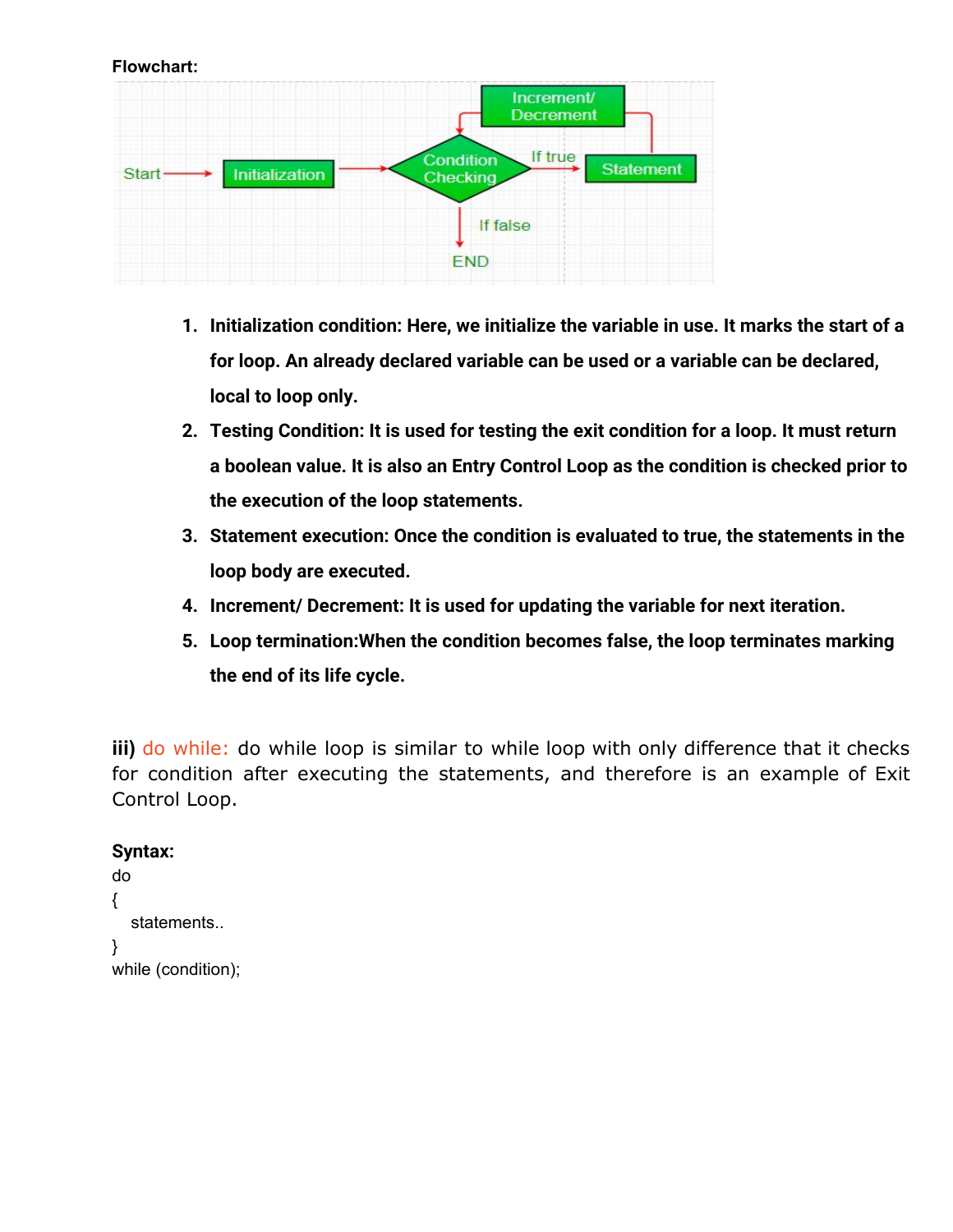**Flowchart:**

1. **Initialization condition: Here, we initialize the variable in use. It marks the start of a for loop. An already declared variable can be used or a variable can be declared, local to loop only.**
2. **Testing Condition: It is used for testing the exit condition for a loop. It must return a boolean value. It is also an Entry Control Loop as the condition is checked prior to the execution of the loop statements.**
3. **Statement execution: Once the condition is evaluated to true, the statements in the loop body are executed.**
4. **Increment/ Decrement: It is used for updating the variable for next iteration.**
5. **Loop termination:When the condition becomes false, the loop terminates marking the end of its life cycle.**

**iii)** do while: do while loop is similar to while loop with only difference that it checks for condition after executing the statements, and therefore is an example of Exit Control Loop.

**Syntax:**

```
do
{
   statements..
}
while (condition);
```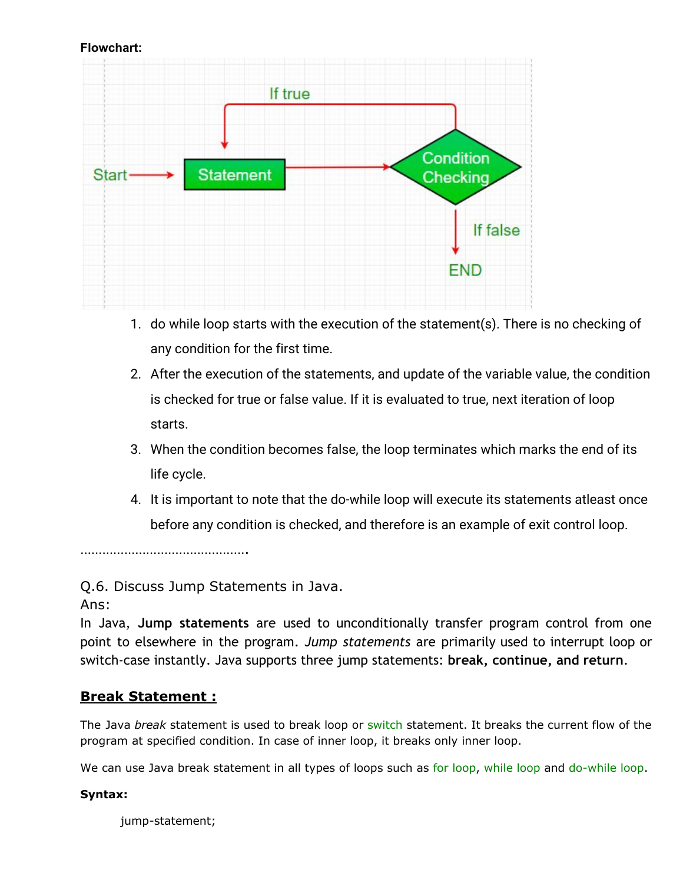**Flowchart:**

1. do while loop starts with the execution of the statement(s). There is no checking of any condition for the first time.
2. After the execution of the statements, and update of the variable value, the condition is checked for true or false value. If it is evaluated to true, next iteration of loop starts.
3. When the condition becomes false, the loop terminates which marks the end of its life cycle.
4. It is important to note that the do-while loop will execute its statements atleast once before any condition is checked, and therefore is an example of exit control loop.

…………………………………….

Q.6. Discuss Jump Statements in Java.

Ans:

In Java, **Jump statements** are used to unconditionally transfer program control from one point to elsewhere in the program. *Jump statements* are primarily used to interrupt loop or switch-case instantly. Java supports three jump statements: **break, continue, and return.**

## Break Statement :

The Java *break* statement is used to break loop or switch statement. It breaks the current flow of the program at specified condition. In case of inner loop, it breaks only inner loop.

We can use Java break statement in all types of loops such as for loop, while loop and do-while loop.

**Syntax:**

```
jump-statement;
```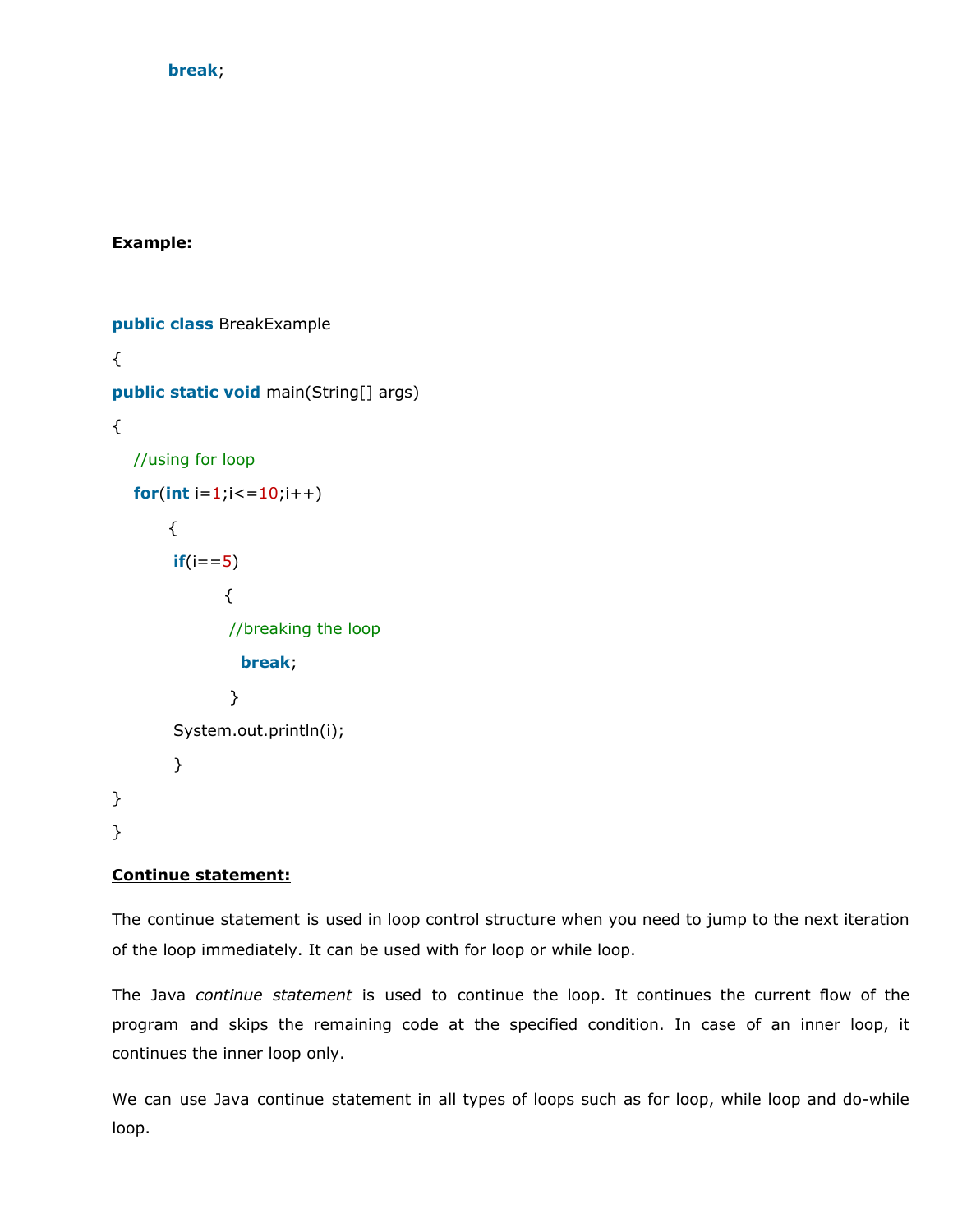```
break;
```

**Example:**

```
public class BreakExample
{
public static void main(String[] args)
{
   //using for loop
   for(int i=1;i<=10;i++)
        {
         if(i==5)
                {
                 //breaking the loop
                   break;
                 }
         System.out.println(i);
         }
}
}
```

**<u>Continue statement:</u>**

The continue statement is used in loop control structure when you need to jump to the next iteration of the loop immediately. It can be used with for loop or while loop.

The Java *continue statement* is used to continue the loop. It continues the current flow of the program and skips the remaining code at the specified condition. In case of an inner loop, it continues the inner loop only.

We can use Java continue statement in all types of loops such as for loop, while loop and do-while loop.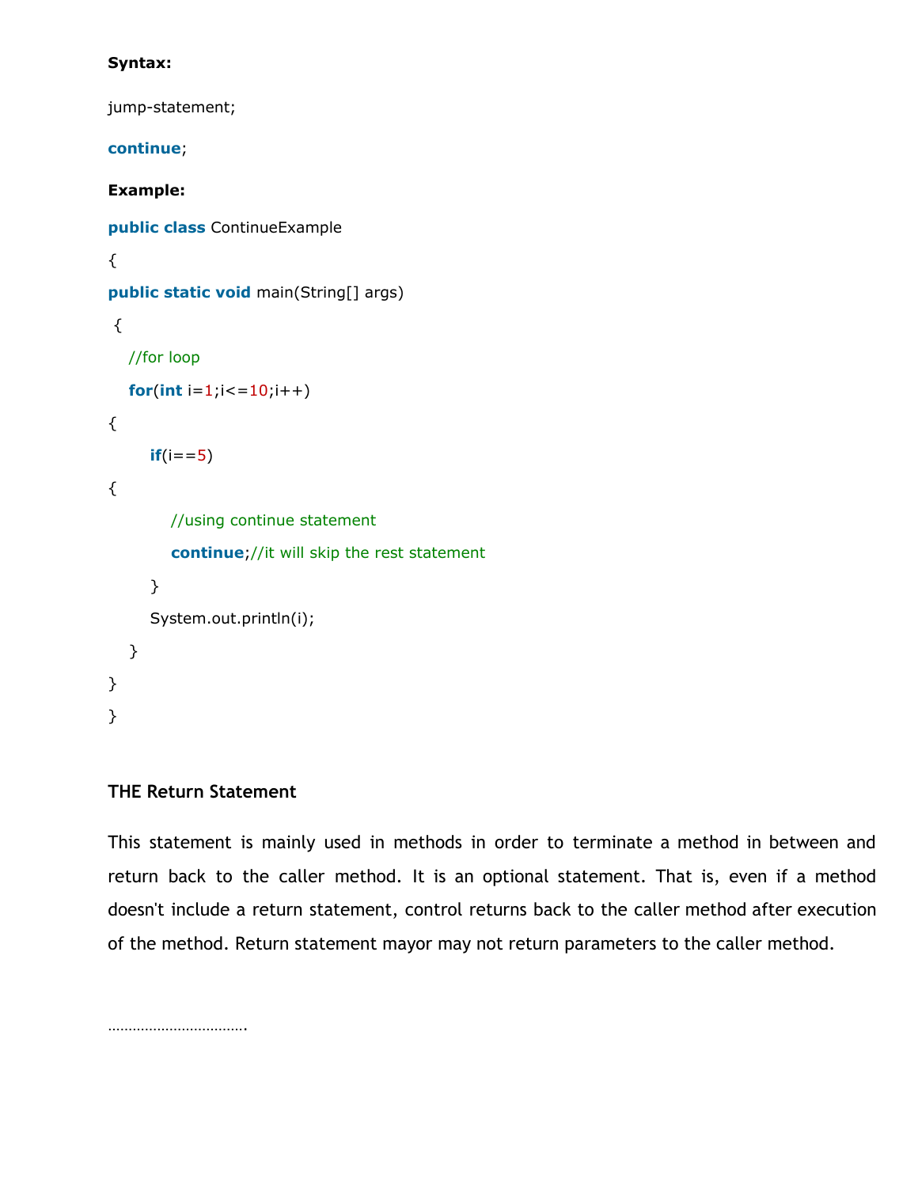**Syntax:**

jump-statement;

**continue**;

**Example:**

```
public class ContinueExample
{
public static void main(String[] args)
 {
   //for loop
   for(int i=1;i<=10;i++)
{
       if(i==5)
{
           //using continue statement
           continue;//it will skip the rest statement
       }
       System.out.println(i);
   }
}
}
```

**THE Return Statement**

This statement is mainly used in methods in order to terminate a method in between and return back to the caller method. It is an optional statement. That is, even if a method doesn't include a return statement, control returns back to the caller method after execution of the method. Return statement mayor may not return parameters to the caller method.

…………………………….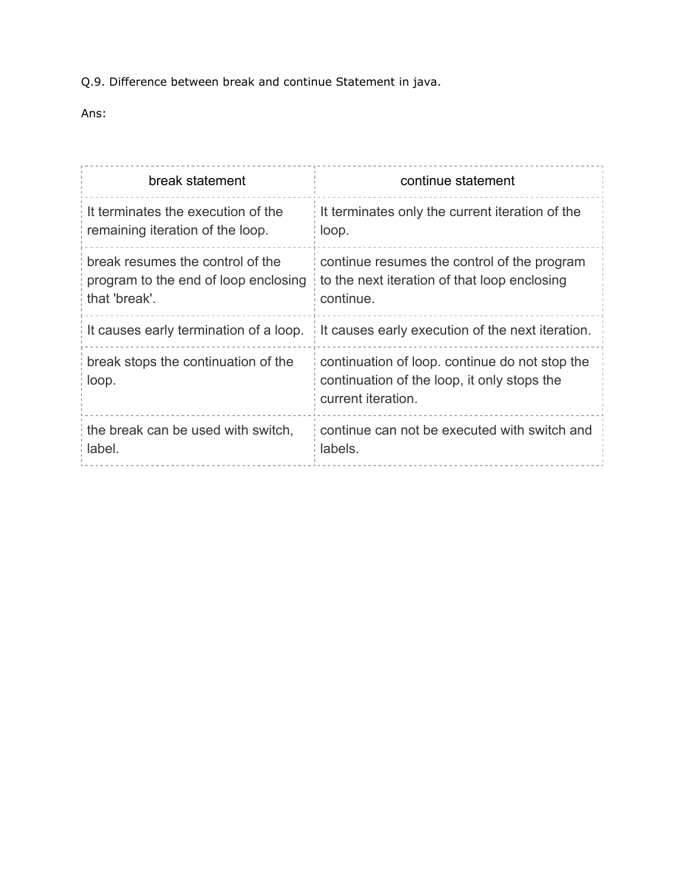Q.9. Difference between break and continue Statement in java.

Ans:

| break statement | continue statement |
| --- | --- |
| It terminates the execution of the remaining iteration of the loop. | It terminates only the current iteration of the loop. |
| break resumes the control of the program to the end of loop enclosing that 'break'. | continue resumes the control of the program to the next iteration of that loop enclosing continue. |
| It causes early termination of a loop. | It causes early execution of the next iteration. |
| break stops the continuation of the loop. | continuation of loop. continue do not stop the continuation of the loop, it only stops the current iteration. |
| the break can be used with switch, label. | continue can not be executed with switch and labels. |